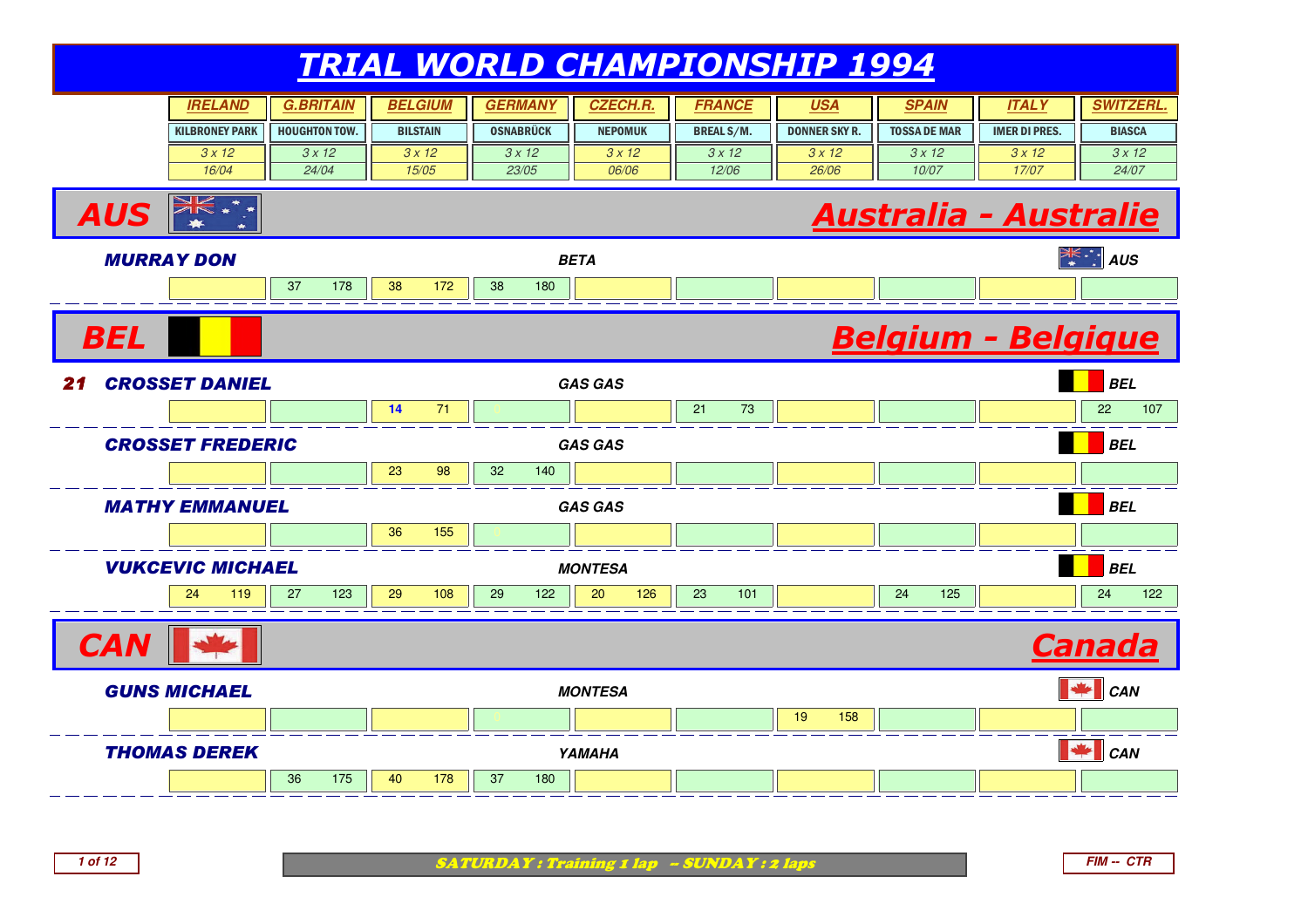# TRIAL WORLD CHAMPIONSHIP 1994

| | IRELAND | G.BRITAIN | BELGIUM | GERMANY | CZECH.R. | FRANCE | USA | SPAIN | ITALY | SWITZERL. |
|---|---|---|---|---|---|---|---|---|---|---|
| | KILBRONEY PARK | HOUGHTON TOW. | BILSTAIN | OSNABRÜCK | NEPOMUK | BREAL S/M. | DONNER SKY R. | TOSSA DE MAR | IMER DI PRES. | BIASCA |
| | 3 x 12 | 3 x 12 | 3 x 12 | 3 x 12 | 3 x 12 | 3 x 12 | 3 x 12 | 3 x 12 | 3 x 12 | 3 x 12 |
| | 16/04 | 24/04 | 15/05 | 23/05 | 06/06 | 12/06 | 26/06 | 10/07 | 17/07 | 24/07 |

## AUS — Australia - Australie

**MURRAY DON** — BETA — AUS

| IRELAND | G.BRITAIN | BELGIUM | GERMANY | CZECH.R. | FRANCE | USA | SPAIN | ITALY | SWITZERL. |
|---|---|---|---|---|---|---|---|---|---|
| | 37 178 | 38 172 | 38 180 | | | | | | |

## BEL — Belgium - Belgique

**21 CROSSET DANIEL** — GAS GAS — BEL

| IRELAND | G.BRITAIN | BELGIUM | GERMANY | CZECH.R. | FRANCE | USA | SPAIN | ITALY | SWITZERL. |
|---|---|---|---|---|---|---|---|---|---|
| | | 14 71 | 0 | | 21 73 | | | | 22 107 |

**CROSSET FREDERIC** — GAS GAS — BEL

| IRELAND | G.BRITAIN | BELGIUM | GERMANY | CZECH.R. | FRANCE | USA | SPAIN | ITALY | SWITZERL. |
|---|---|---|---|---|---|---|---|---|---|
| | | 23 98 | 32 140 | | | | | | |

**MATHY EMMANUEL** — GAS GAS — BEL

| IRELAND | G.BRITAIN | BELGIUM | GERMANY | CZECH.R. | FRANCE | USA | SPAIN | ITALY | SWITZERL. |
|---|---|---|---|---|---|---|---|---|---|
| | | 36 155 | 0 | | | | | | |

**VUKCEVIC MICHAEL** — MONTESA — BEL

| IRELAND | G.BRITAIN | BELGIUM | GERMANY | CZECH.R. | FRANCE | USA | SPAIN | ITALY | SWITZERL. |
|---|---|---|---|---|---|---|---|---|---|
| 24 119 | 27 123 | 29 108 | 29 122 | 20 126 | 23 101 | | 24 125 | | 24 122 |

## CAN — Canada

**GUNS MICHAEL** — MONTESA — CAN

| IRELAND | G.BRITAIN | BELGIUM | GERMANY | CZECH.R. | FRANCE | USA | SPAIN | ITALY | SWITZERL. |
|---|---|---|---|---|---|---|---|---|---|
| | | | 0 | | | 19 158 | | | |

**THOMAS DEREK** — YAMAHA — CAN

| IRELAND | G.BRITAIN | BELGIUM | GERMANY | CZECH.R. | FRANCE | USA | SPAIN | ITALY | SWITZERL. |
|---|---|---|---|---|---|---|---|---|---|
| | 36 175 | 40 178 | 37 180 | | | | | | |

*SATURDAY : Training 1 lap -- SUNDAY : 2 laps*

FIM -- CTR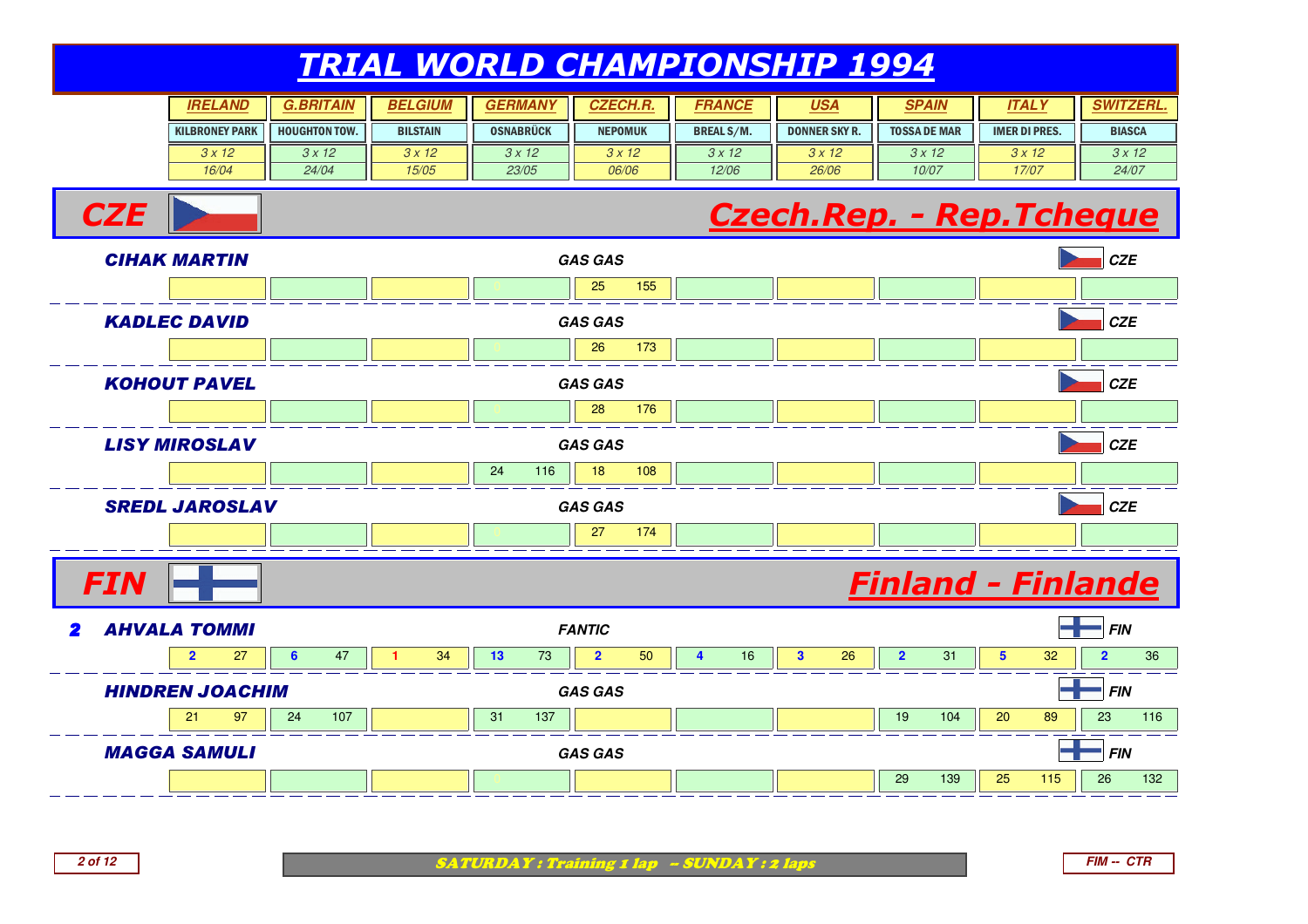# TRIAL WORLD CHAMPIONSHIP 1994

| IRELAND | G.BRITAIN | BELGIUM | GERMANY | CZECH.R. | FRANCE | USA | SPAIN | ITALY | SWITZERL. |
|---|---|---|---|---|---|---|---|---|---|
| KILBRONEY PARK | HOUGHTON TOW. | BILSTAIN | OSNABRÜCK | NEPOMUK | BREAL S/M. | DONNER SKY R. | TOSSA DE MAR | IMER DI PRES. | BIASCA |
| 3 x 12 | 3 x 12 | 3 x 12 | 3 x 12 | 3 x 12 | 3 x 12 | 3 x 12 | 3 x 12 | 3 x 12 | 3 x 12 |
| 16/04 | 24/04 | 15/05 | 23/05 | 06/06 | 12/06 | 26/06 | 10/07 | 17/07 | 24/07 |

## CZE — Czech.Rep. - Rep.Tcheque

| Rider | Machine | Nat. | IRELAND | G.BRITAIN | BELGIUM | GERMANY | CZECH.R. | FRANCE | USA | SPAIN | ITALY | SWITZERL. |
|---|---|---|---|---|---|---|---|---|---|---|---|---|
| CIHAK MARTIN | GAS GAS | CZE | | | | 0 | 25 155 | | | | | |
| KADLEC DAVID | GAS GAS | CZE | | | | 0 | 26 173 | | | | | |
| KOHOUT PAVEL | GAS GAS | CZE | | | | 0 | 28 176 | | | | | |
| LISY MIROSLAV | GAS GAS | CZE | | | | 24 116 | 18 108 | | | | | |
| SREDL JAROSLAV | GAS GAS | CZE | | | | 0 | 27 174 | | | | | |

## FIN — Finland - Finlande

| Pos. | Rider | Machine | Nat. | IRELAND | G.BRITAIN | BELGIUM | GERMANY | CZECH.R. | FRANCE | USA | SPAIN | ITALY | SWITZERL. |
|---|---|---|---|---|---|---|---|---|---|---|---|---|---|
| 2 | AHVALA TOMMI | FANTIC | FIN | 2 27 | 6 47 | 1 34 | 13 73 | 2 50 | 4 16 | 3 26 | 2 31 | 5 32 | 2 36 |
| | HINDREN JOACHIM | GAS GAS | FIN | 21 97 | 24 107 | | 31 137 | | | | 19 104 | 20 89 | 23 116 |
| | MAGGA SAMULI | GAS GAS | FIN | | | | 0 | | | | 29 139 | 25 115 | 26 132 |

SATURDAY : Training 1 lap -- SUNDAY : 2 laps

FIM -- CTR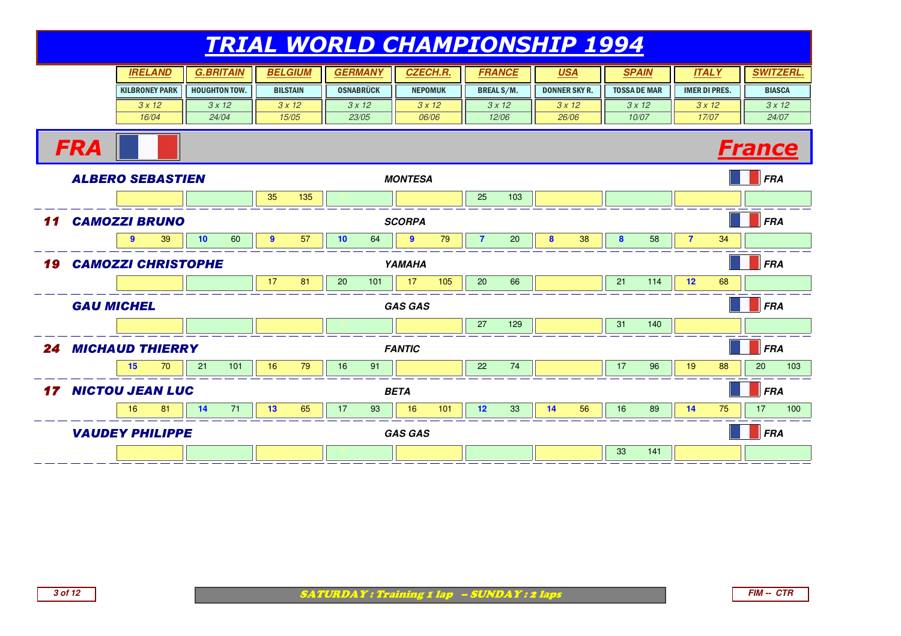# TRIAL WORLD CHAMPIONSHIP 1994

| | IRELAND | G.BRITAIN | BELGIUM | GERMANY | CZECH.R. | FRANCE | USA | SPAIN | ITALY | SWITZERL. |
|---|---|---|---|---|---|---|---|---|---|---|
| | KILBRONEY PARK | HOUGHTON TOW. | BILSTAIN | OSNABRÜCK | NEPOMUK | BREAL S/M. | DONNER SKY R. | TOSSA DE MAR | IMER DI PRES. | BIASCA |
| | 3 x 12 | 3 x 12 | 3 x 12 | 3 x 12 | 3 x 12 | 3 x 12 | 3 x 12 | 3 x 12 | 3 x 12 | 3 x 12 |
| | 16/04 | 24/04 | 15/05 | 23/05 | 06/06 | 12/06 | 26/06 | 10/07 | 17/07 | 24/07 |

## FRA — France

| Rank | Rider | Bike | Nat. | IRELAND | G.BRITAIN | BELGIUM | GERMANY | CZECH.R. | FRANCE | USA | SPAIN | ITALY | SWITZERL. |
|---|---|---|---|---|---|---|---|---|---|---|---|---|---|
| | ALBERO SEBASTIEN | MONTESA | FRA | | | 35 135 | 0 | | 25 103 | | | | |
| 11 | CAMOZZI BRUNO | SCORPA | FRA | 9 39 | 10 60 | 9 57 | 10 64 | 9 79 | 7 20 | 8 38 | 8 58 | 7 34 | |
| 19 | CAMOZZI CHRISTOPHE | YAMAHA | FRA | | | 17 81 | 20 101 | 17 105 | 20 66 | | 21 114 | 12 68 | |
| | GAU MICHEL | GAS GAS | FRA | | | | 0 | | 27 129 | | 31 140 | | |
| 24 | MICHAUD THIERRY | FANTIC | FRA | 15 70 | 21 101 | 16 79 | 16 91 | | 22 74 | | 17 96 | 19 88 | 20 103 |
| 17 | NICTOU JEAN LUC | BETA | FRA | 16 81 | 14 71 | 13 65 | 17 93 | 16 101 | 12 33 | 14 56 | 16 89 | 14 75 | 17 100 |
| | VAUDEY PHILIPPE | GAS GAS | FRA | | | | 0 | | | | 33 141 | | |

SATURDAY : Training 1 lap -- SUNDAY : 2 laps

FIM -- CTR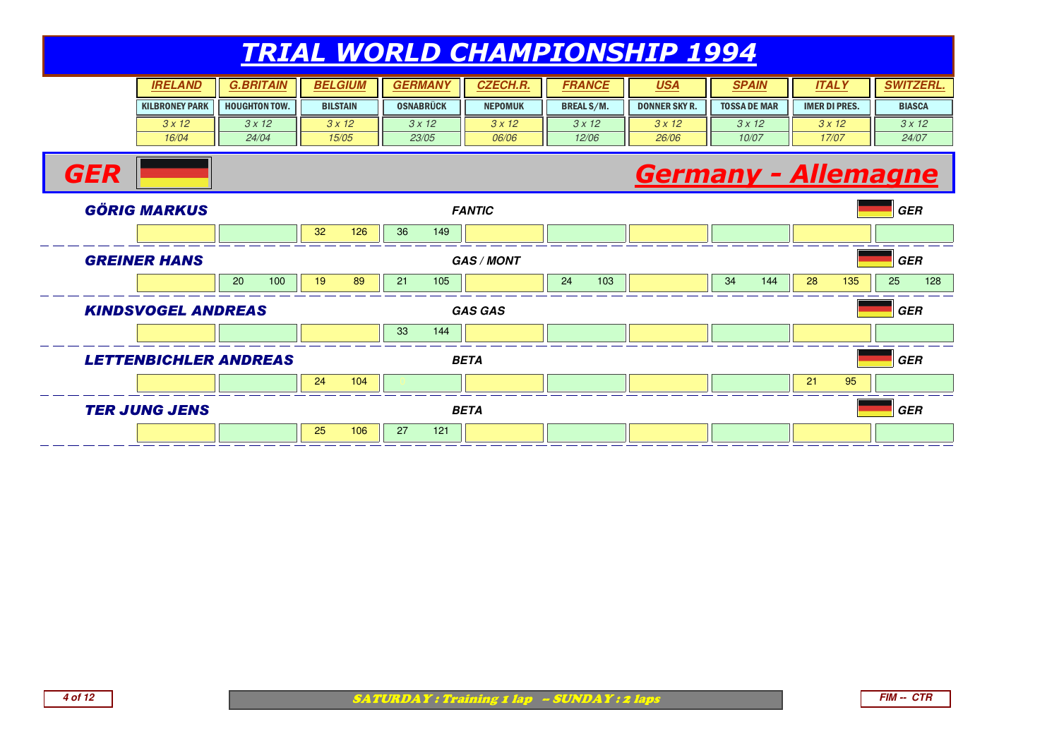# TRIAL WORLD CHAMPIONSHIP 1994

| IRELAND | G.BRITAIN | BELGIUM | GERMANY | CZECH.R. | FRANCE | USA | SPAIN | ITALY | SWITZERL. |
|---|---|---|---|---|---|---|---|---|---|
| KILBRONEY PARK | HOUGHTON TOW. | BILSTAIN | OSNABRÜCK | NEPOMUK | BREAL S/M. | DONNER SKY R. | TOSSA DE MAR | IMER DI PRES. | BIASCA |
| 3 x 12 | 3 x 12 | 3 x 12 | 3 x 12 | 3 x 12 | 3 x 12 | 3 x 12 | 3 x 12 | 3 x 12 | 3 x 12 |
| 16/04 | 24/04 | 15/05 | 23/05 | 06/06 | 12/06 | 26/06 | 10/07 | 17/07 | 24/07 |

## GER — Germany - Allemagne

| Rider | Machine | Nat. | IRELAND | G.BRITAIN | BELGIUM | GERMANY | CZECH.R. | FRANCE | USA | SPAIN | ITALY | SWITZERL. |
|---|---|---|---|---|---|---|---|---|---|---|---|---|
| GÖRIG MARKUS | FANTIC | GER | | | 32 126 | 36 149 | | | | | | |
| GREINER HANS | GAS / MONT | GER | | 20 100 | 19 89 | 21 105 | | 24 103 | | 34 144 | 28 135 | 25 128 |
| KINDSVOGEL ANDREAS | GAS GAS | GER | | | | 33 144 | | | | | | |
| LETTENBICHLER ANDREAS | BETA | GER | | | 24 104 | 0 | | | | | 21 95 | |
| TER JUNG JENS | BETA | GER | | | 25 106 | 27 121 | | | | | | |

SATURDAY : Training 1 lap -- SUNDAY : 2 laps

FIM -- CTR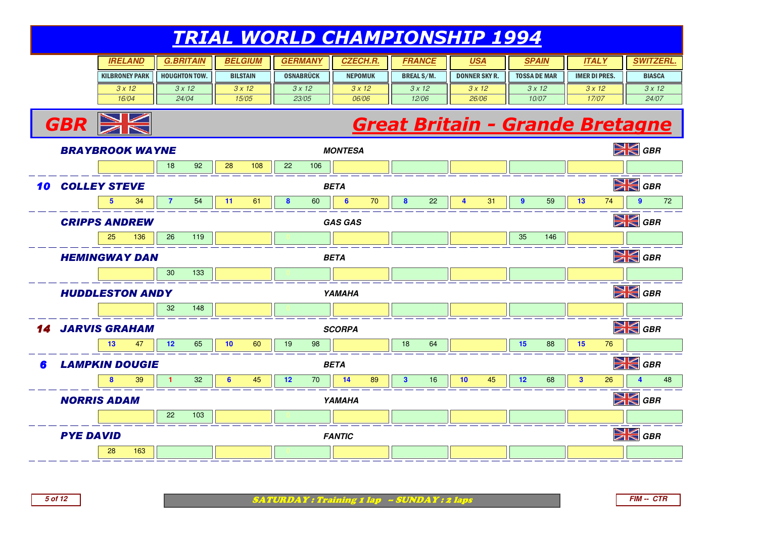# TRIAL WORLD CHAMPIONSHIP 1994

| IRELAND | G.BRITAIN | BELGIUM | GERMANY | CZECH.R. | FRANCE | USA | SPAIN | ITALY | SWITZERL. |
|---|---|---|---|---|---|---|---|---|---|
| KILBRONEY PARK | HOUGHTON TOW. | BILSTAIN | OSNABRÜCK | NEPOMUK | BREAL S/M. | DONNER SKY R. | TOSSA DE MAR | IMER DI PRES. | BIASCA |
| 3 x 12 | 3 x 12 | 3 x 12 | 3 x 12 | 3 x 12 | 3 x 12 | 3 x 12 | 3 x 12 | 3 x 12 | 3 x 12 |
| 16/04 | 24/04 | 15/05 | 23/05 | 06/06 | 12/06 | 26/06 | 10/07 | 17/07 | 24/07 |

## GBR — Great Britain - Grande Bretagne

| Rank | Rider | Make | Nation | IRELAND | G.BRITAIN | BELGIUM | GERMANY | CZECH.R. | FRANCE | USA | SPAIN | ITALY | SWITZERL. |
|---|---|---|---|---|---|---|---|---|---|---|---|---|---|
| | BRAYBROOK WAYNE | MONTESA | GBR | | 18 92 | 28 108 | 22 106 | | | | | | |
| 10 | COLLEY STEVE | BETA | GBR | 5 34 | 7 54 | 11 61 | 8 60 | 6 70 | 8 22 | 4 31 | 9 59 | 13 74 | 9 72 |
| | CRIPPS ANDREW | GAS GAS | GBR | 25 136 | 26 119 | | 0 | | | | 35 146 | | |
| | HEMINGWAY DAN | BETA | GBR | | 30 133 | | 0 | | | | | | |
| | HUDDLESTON ANDY | YAMAHA | GBR | | 32 148 | | 0 | | | | | | |
| 14 | JARVIS GRAHAM | SCORPA | GBR | 13 47 | 12 65 | 10 60 | 19 98 | | 18 64 | | 15 88 | 15 76 | |
| 6 | LAMPKIN DOUGIE | BETA | GBR | 8 39 | 1 32 | 6 45 | 12 70 | 14 89 | 3 16 | 10 45 | 12 68 | 3 26 | 4 48 |
| | NORRIS ADAM | YAMAHA | GBR | | 22 103 | | 0 | | | | | | |
| | PYE DAVID | FANTIC | GBR | 28 163 | | | 0 | | | | | | |

SATURDAY : Training 1 lap -- SUNDAY : 2 laps

FIM -- CTR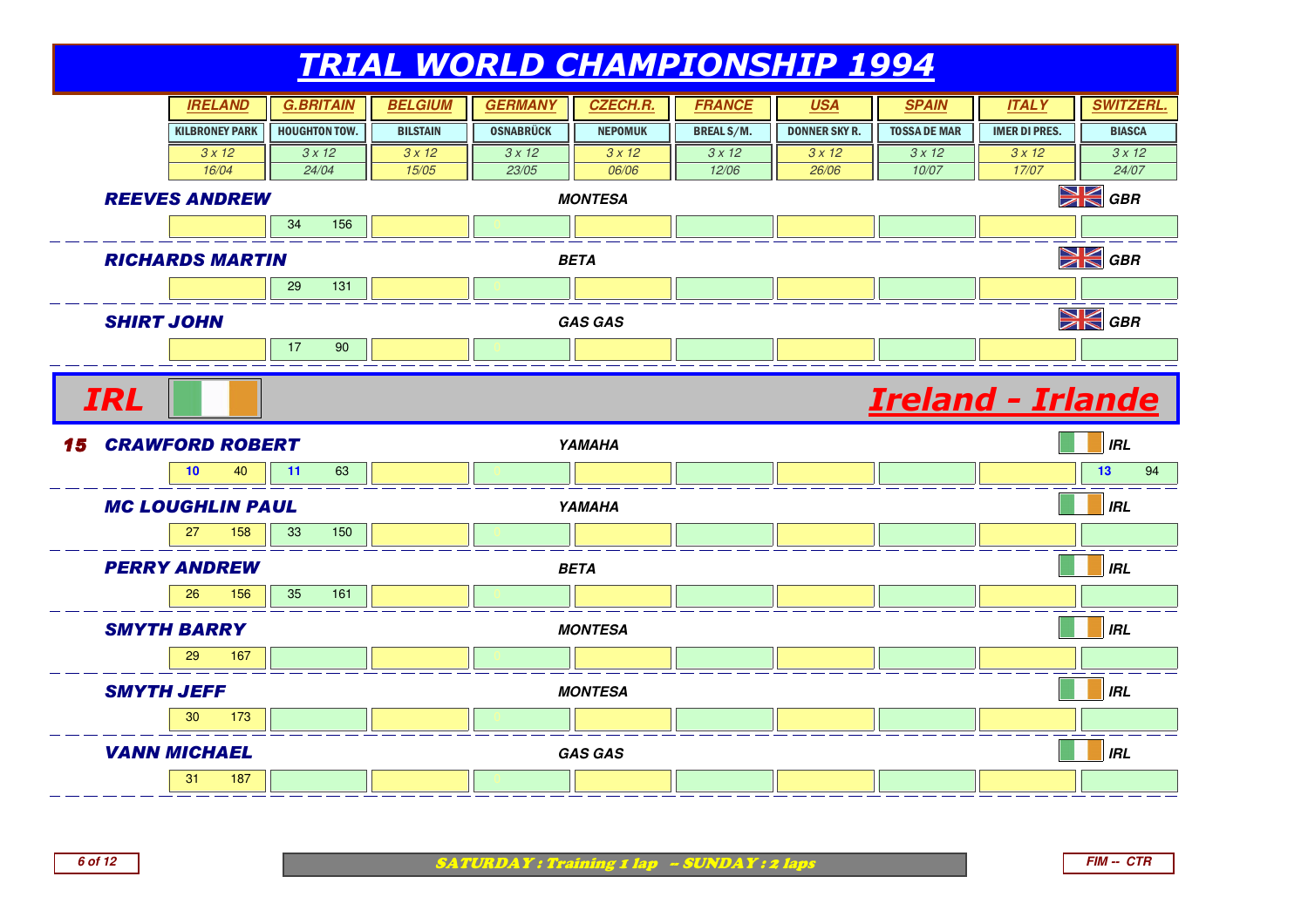# TRIAL WORLD CHAMPIONSHIP 1994

| Rider | | IRELAND | G.BRITAIN | BELGIUM | GERMANY | CZECH.R. | FRANCE | USA | SPAIN | ITALY | SWITZERL. |
|---|---|---|---|---|---|---|---|---|---|---|---|
| | | KILBRONEY PARK | HOUGHTON TOW. | BILSTAIN | OSNABRÜCK | NEPOMUK | BREAL S/M. | DONNER SKY R. | TOSSA DE MAR | IMER DI PRES. | BIASCA |
| | | 3 x 12 | 3 x 12 | 3 x 12 | 3 x 12 | 3 x 12 | 3 x 12 | 3 x 12 | 3 x 12 | 3 x 12 | 3 x 12 |
| | | 16/04 | 24/04 | 15/05 | 23/05 | 06/06 | 12/06 | 26/06 | 10/07 | 17/07 | 24/07 |
| **REEVES ANDREW** — MONTESA — GBR | | | 34 156 | | 0 | | | | | | |
| **RICHARDS MARTIN** — BETA — GBR | | | 29 131 | | 0 | | | | | | |
| **SHIRT JOHN** — GAS GAS — GBR | | | 17 90 | | 0 | | | | | | |

## IRL — Ireland - Irlande

| Pos. | Rider | IRELAND | G.BRITAIN | BELGIUM | GERMANY | CZECH.R. | FRANCE | USA | SPAIN | ITALY | SWITZERL. |
|---|---|---|---|---|---|---|---|---|---|---|---|
| 15 | **CRAWFORD ROBERT** — YAMAHA — IRL | 10 40 | 11 63 | | 0 | | | | | | 13 94 |
| | **MC LOUGHLIN PAUL** — YAMAHA — IRL | 27 158 | 33 150 | | 0 | | | | | | |
| | **PERRY ANDREW** — BETA — IRL | 26 156 | 35 161 | | 0 | | | | | | |
| | **SMYTH BARRY** — MONTESA — IRL | 29 167 | | | 0 | | | | | | |
| | **SMYTH JEFF** — MONTESA — IRL | 30 173 | | | 0 | | | | | | |
| | **VANN MICHAEL** — GAS GAS — IRL | 31 187 | | | 0 | | | | | | |

SATURDAY : Training 1 lap -- SUNDAY : 2 laps

FIM -- CTR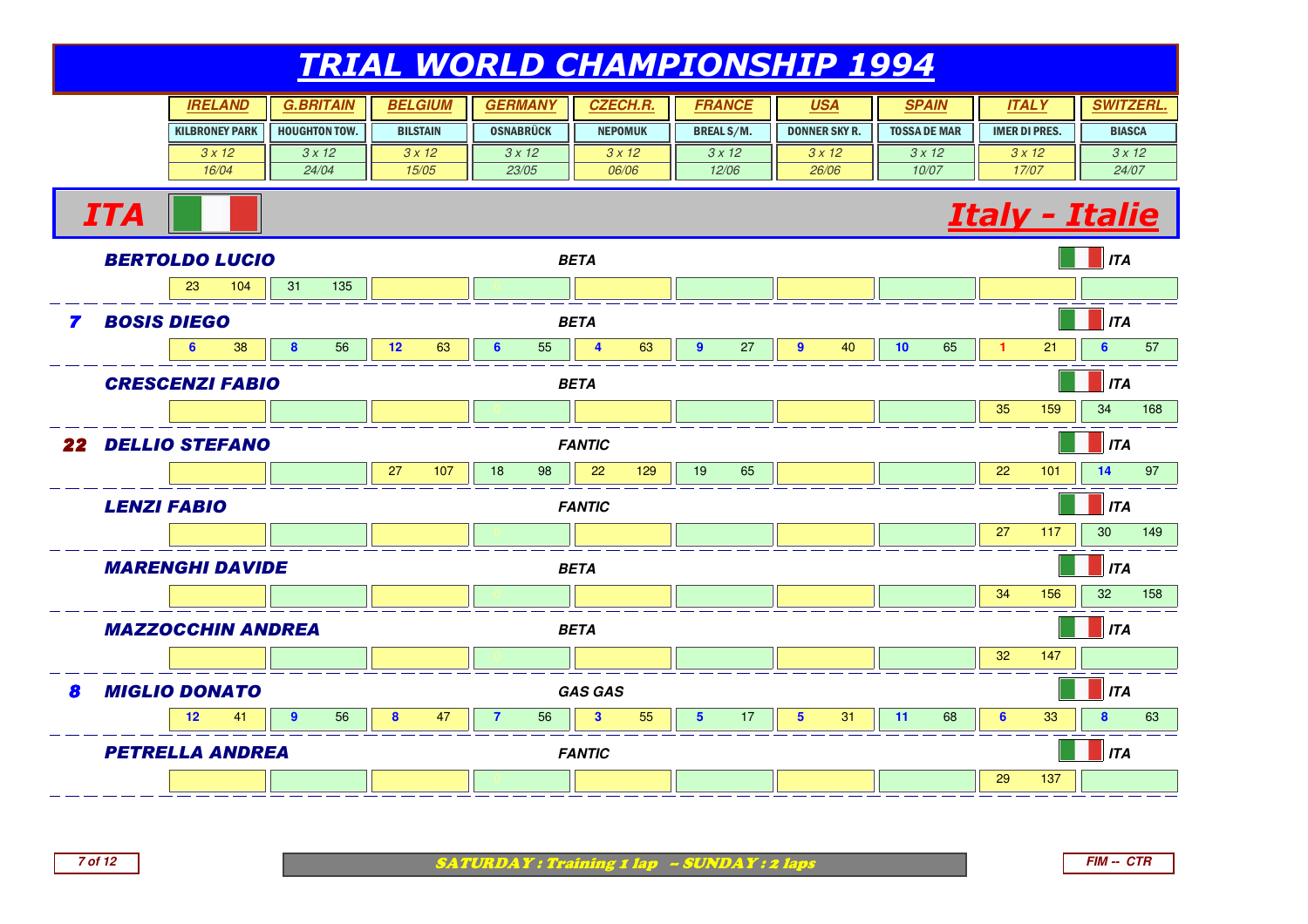# TRIAL WORLD CHAMPIONSHIP 1994

| | IRELAND | G.BRITAIN | BELGIUM | GERMANY | CZECH.R. | FRANCE | USA | SPAIN | ITALY | SWITZERL. |
|---|---|---|---|---|---|---|---|---|---|---|
| | KILBRONEY PARK | HOUGHTON TOW. | BILSTAIN | OSNABRÜCK | NEPOMUK | BREAL S/M. | DONNER SKY R. | TOSSA DE MAR | IMER DI PRES. | BIASCA |
| | 3 x 12 | 3 x 12 | 3 x 12 | 3 x 12 | 3 x 12 | 3 x 12 | 3 x 12 | 3 x 12 | 3 x 12 | 3 x 12 |
| | 16/04 | 24/04 | 15/05 | 23/05 | 06/06 | 12/06 | 26/06 | 10/07 | 17/07 | 24/07 |

## ITA — Italy - Italie

| Rank | Rider | Make | Nat. | IRELAND | G.BRITAIN | BELGIUM | GERMANY | CZECH.R. | FRANCE | USA | SPAIN | ITALY | SWITZERL. |
|---|---|---|---|---|---|---|---|---|---|---|---|---|---|
| | BERTOLDO LUCIO | BETA | ITA | 23 104 | 31 135 | | | | | | | | |
| 7 | BOSIS DIEGO | BETA | ITA | 6 38 | 8 56 | 12 63 | 6 55 | 4 63 | 9 27 | 9 40 | 10 65 | 1 21 | 6 57 |
| | CRESCENZI FABIO | BETA | ITA | | | | | | | | | 35 159 | 34 168 |
| 22 | DELLIO STEFANO | FANTIC | ITA | | | 27 107 | 18 98 | 22 129 | 19 65 | | | 22 101 | 14 97 |
| | LENZI FABIO | FANTIC | ITA | | | | | | | | | 27 117 | 30 149 |
| | MARENGHI DAVIDE | BETA | ITA | | | | | | | | | 34 156 | 32 158 |
| | MAZZOCCHIN ANDREA | BETA | ITA | | | | | | | | | 32 147 | |
| 8 | MIGLIO DONATO | GAS GAS | ITA | 12 41 | 9 56 | 8 47 | 7 56 | 3 55 | 5 17 | 5 31 | 11 68 | 6 33 | 8 63 |
| | PETRELLA ANDREA | FANTIC | ITA | | | | | | | | | 29 137 | |

SATURDAY : Training 1 lap -- SUNDAY : 2 laps

FIM -- CTR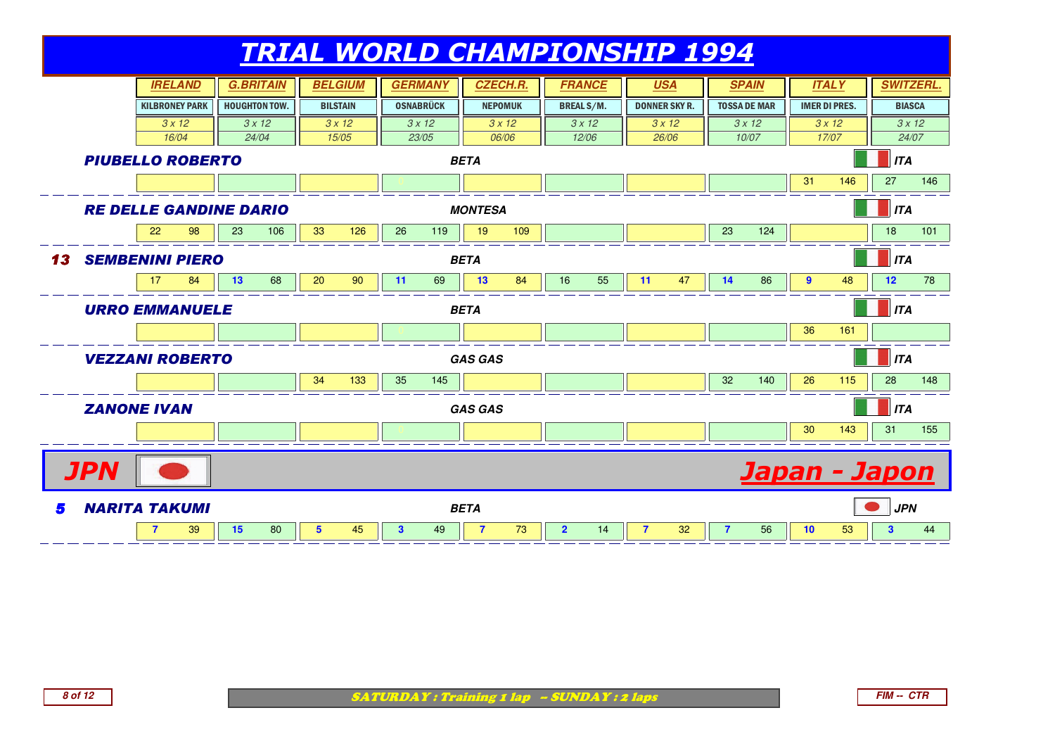# TRIAL WORLD CHAMPIONSHIP 1994

| Rider | IRELAND | G.BRITAIN | BELGIUM | GERMANY | CZECH.R. | FRANCE | USA | SPAIN | ITALY | SWITZERL. |
|---|---|---|---|---|---|---|---|---|---|---|
| | KILBRONEY PARK | HOUGHTON TOW. | BILSTAIN | OSNABRÜCK | NEPOMUK | BREAL S/M. | DONNER SKY R. | TOSSA DE MAR | IMER DI PRES. | BIASCA |
| | 3 x 12 | 3 x 12 | 3 x 12 | 3 x 12 | 3 x 12 | 3 x 12 | 3 x 12 | 3 x 12 | 3 x 12 | 3 x 12 |
| | 16/04 | 24/04 | 15/05 | 23/05 | 06/06 | 12/06 | 26/06 | 10/07 | 17/07 | 24/07 |
| **PIUBELLO ROBERTO** — BETA — ITA | | | | 0 | | | | | 31 / 146 | 27 / 146 |
| **RE DELLE GANDINE DARIO** — MONTESA — ITA | 22 / 98 | 23 / 106 | 33 / 126 | 26 / 119 | 19 / 109 | | | 23 / 124 | | 18 / 101 |
| **13 SEMBENINI PIERO** — BETA — ITA | 17 / 84 | 13 / 68 | 20 / 90 | 11 / 69 | 13 / 84 | 16 / 55 | 11 / 47 | 14 / 86 | 9 / 48 | 12 / 78 |
| **URRO EMMANUELE** — BETA — ITA | | | | 0 | | | | | 36 / 161 | |
| **VEZZANI ROBERTO** — GAS GAS — ITA | | | 34 / 133 | 35 / 145 | | | | 32 / 140 | 26 / 115 | 28 / 148 |
| **ZANONE IVAN** — GAS GAS — ITA | | | | 0 | | | | | 30 / 143 | 31 / 155 |

## JPN — Japan - Japon

| Rider | IRELAND | G.BRITAIN | BELGIUM | GERMANY | CZECH.R. | FRANCE | USA | SPAIN | ITALY | SWITZERL. |
|---|---|---|---|---|---|---|---|---|---|---|
| **5 NARITA TAKUMI** — BETA — JPN | 7 / 39 | 15 / 80 | 5 / 45 | 3 / 49 | 7 / 73 | 2 / 14 | 7 / 32 | 7 / 56 | 10 / 53 | 3 / 44 |

SATURDAY : Training 1 lap -- SUNDAY : 2 laps

FIM -- CTR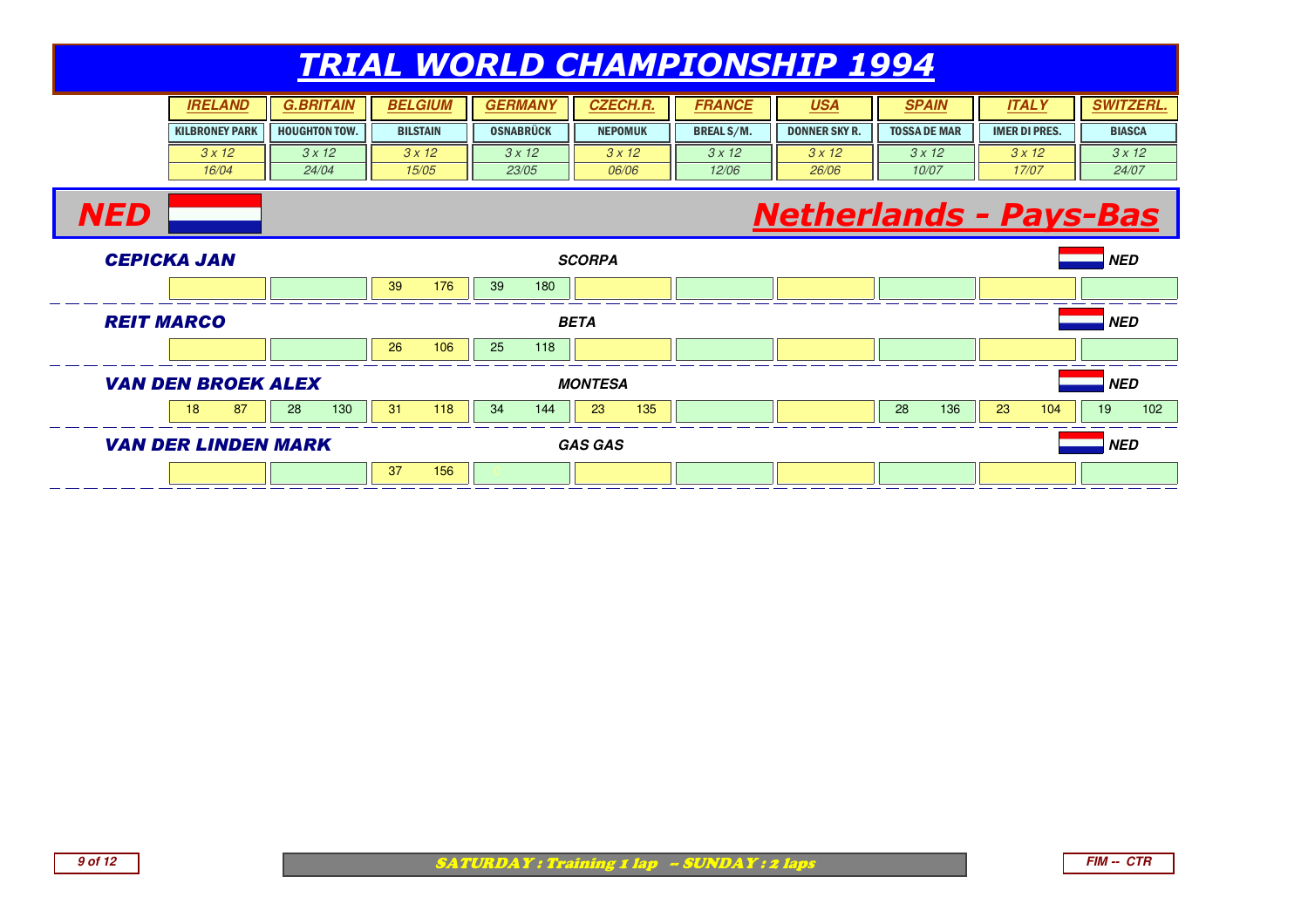# TRIAL WORLD CHAMPIONSHIP 1994

| IRELAND | G.BRITAIN | BELGIUM | GERMANY | CZECH.R. | FRANCE | USA | SPAIN | ITALY | SWITZERL. |
|---|---|---|---|---|---|---|---|---|---|
| KILBRONEY PARK | HOUGHTON TOW. | BILSTAIN | OSNABRÜCK | NEPOMUK | BREAL S/M. | DONNER SKY R. | TOSSA DE MAR | IMER DI PRES. | BIASCA |
| 3 x 12 | 3 x 12 | 3 x 12 | 3 x 12 | 3 x 12 | 3 x 12 | 3 x 12 | 3 x 12 | 3 x 12 | 3 x 12 |
| 16/04 | 24/04 | 15/05 | 23/05 | 06/06 | 12/06 | 26/06 | 10/07 | 17/07 | 24/07 |

## NED — Netherlands - Pays-Bas

### CEPICKA JAN — SCORPA — NED

| IRELAND | G.BRITAIN | BELGIUM | GERMANY | CZECH.R. | FRANCE | USA | SPAIN | ITALY | SWITZERL. |
|---|---|---|---|---|---|---|---|---|---|
| | | 39 176 | 39 180 | | | | | | |

### REIT MARCO — BETA — NED

| IRELAND | G.BRITAIN | BELGIUM | GERMANY | CZECH.R. | FRANCE | USA | SPAIN | ITALY | SWITZERL. |
|---|---|---|---|---|---|---|---|---|---|
| | | 26 106 | 25 118 | | | | | | |

### VAN DEN BROEK ALEX — MONTESA — NED

| IRELAND | G.BRITAIN | BELGIUM | GERMANY | CZECH.R. | FRANCE | USA | SPAIN | ITALY | SWITZERL. |
|---|---|---|---|---|---|---|---|---|---|
| 18 87 | 28 130 | 31 118 | 34 144 | 23 135 | | | 28 136 | 23 104 | 19 102 |

### VAN DER LINDEN MARK — GAS GAS — NED

| IRELAND | G.BRITAIN | BELGIUM | GERMANY | CZECH.R. | FRANCE | USA | SPAIN | ITALY | SWITZERL. |
|---|---|---|---|---|---|---|---|---|---|
| | | 37 156 | 0 | | | | | | |

SATURDAY : Training 1 lap -- SUNDAY : 2 laps

FIM -- CTR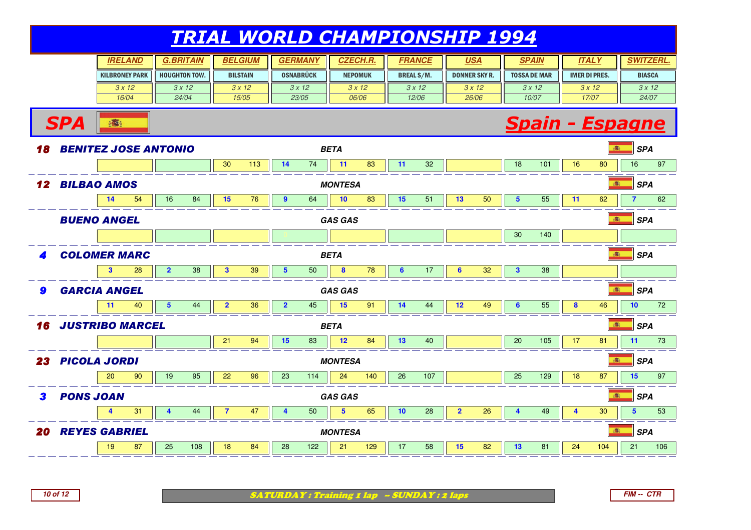# TRIAL WORLD CHAMPIONSHIP 1994

| | IRELAND | G.BRITAIN | BELGIUM | GERMANY | CZECH.R. | FRANCE | USA | SPAIN | ITALY | SWITZERL. |
|---|---|---|---|---|---|---|---|---|---|---|
| | KILBRONEY PARK | HOUGHTON TOW. | BILSTAIN | OSNABRÜCK | NEPOMUK | BREAL S/M. | DONNER SKY R. | TOSSA DE MAR | IMER DI PRES. | BIASCA |
| | 3 x 12 | 3 x 12 | 3 x 12 | 3 x 12 | 3 x 12 | 3 x 12 | 3 x 12 | 3 x 12 | 3 x 12 | 3 x 12 |
| | 16/04 | 24/04 | 15/05 | 23/05 | 06/06 | 12/06 | 26/06 | 10/07 | 17/07 | 24/07 |

## SPA — Spain - Espagne

| Rank | Rider | Make | Nat. | IRELAND | G.BRITAIN | BELGIUM | GERMANY | CZECH.R. | FRANCE | USA | SPAIN | ITALY | SWITZERL. |
|---|---|---|---|---|---|---|---|---|---|---|---|---|---|
| 18 | BENITEZ JOSE ANTONIO | BETA | SPA | | | 30 113 | 14 74 | 11 83 | 11 32 | | 18 101 | 16 80 | 16 97 |
| 12 | BILBAO AMOS | MONTESA | SPA | 14 54 | 16 84 | 15 76 | 9 64 | 10 83 | 15 51 | 13 50 | 5 55 | 11 62 | 7 62 |
| | BUENO ANGEL | GAS GAS | SPA | | | | 0 | | | | 30 140 | | |
| 4 | COLOMER MARC | BETA | SPA | 3 28 | 2 38 | 3 39 | 5 50 | 8 78 | 6 17 | 6 32 | 3 38 | | |
| 9 | GARCIA ANGEL | GAS GAS | SPA | 11 40 | 5 44 | 2 36 | 2 45 | 15 91 | 14 44 | 12 49 | 6 55 | 8 46 | 10 72 |
| 16 | JUSTRIBO MARCEL | BETA | SPA | | | 21 94 | 15 83 | 12 84 | 13 40 | | 20 105 | 17 81 | 11 73 |
| 23 | PICOLA JORDI | MONTESA | SPA | 20 90 | 19 95 | 22 96 | 23 114 | 24 140 | 26 107 | | 25 129 | 18 87 | 15 97 |
| 3 | PONS JOAN | GAS GAS | SPA | 4 31 | 4 44 | 7 47 | 4 50 | 5 65 | 10 28 | 2 26 | 4 49 | 4 30 | 5 53 |
| 20 | REYES GABRIEL | MONTESA | SPA | 19 87 | 25 108 | 18 84 | 28 122 | 21 129 | 17 58 | 15 82 | 13 81 | 24 104 | 21 106 |

SATURDAY : Training 1 lap -- SUNDAY : 2 laps

FIM -- CTR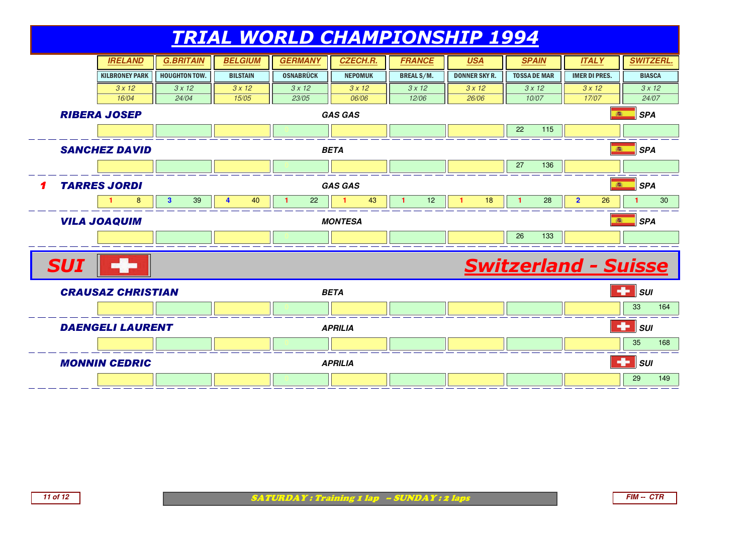# TRIAL WORLD CHAMPIONSHIP 1994

| | IRELAND | G.BRITAIN | BELGIUM | GERMANY | CZECH.R. | FRANCE | USA | SPAIN | ITALY | SWITZERL. |
|---|---|---|---|---|---|---|---|---|---|---|
| | KILBRONEY PARK | HOUGHTON TOW. | BILSTAIN | OSNABRÜCK | NEPOMUK | BREAL S/M. | DONNER SKY R. | TOSSA DE MAR | IMER DI PRES. | BIASCA |
| | 3 x 12 | 3 x 12 | 3 x 12 | 3 x 12 | 3 x 12 | 3 x 12 | 3 x 12 | 3 x 12 | 3 x 12 | 3 x 12 |
| | 16/04 | 24/04 | 15/05 | 23/05 | 06/06 | 12/06 | 26/06 | 10/07 | 17/07 | 24/07 |
| **RIBERA JOSEP** — GAS GAS — SPA | | | | 0 | | | | 22 115 | | |
| **SANCHEZ DAVID** — BETA — SPA | | | | 0 | | | | 27 136 | | |
| **1 TARRES JORDI** — GAS GAS — SPA | 1 8 | 3 39 | 4 40 | 1 22 | 1 43 | 1 12 | 1 18 | 1 28 | 2 26 | 1 30 |
| **VILA JOAQUIM** — MONTESA — SPA | | | | 0 | | | | 26 133 | | |

## SUI — Switzerland - Suisse

| | IRELAND | G.BRITAIN | BELGIUM | GERMANY | CZECH.R. | FRANCE | USA | SPAIN | ITALY | SWITZERL. |
|---|---|---|---|---|---|---|---|---|---|---|
| **CRAUSAZ CHRISTIAN** — BETA — SUI | | | | 0 | | | | | | 33 164 |
| **DAENGELI LAURENT** — APRILIA — SUI | | | | 0 | | | | | | 35 168 |
| **MONNIN CEDRIC** — APRILIA — SUI | | | | 0 | | | | | | 29 149 |

SATURDAY : Training 1 lap -- SUNDAY : 2 laps

FIM -- CTR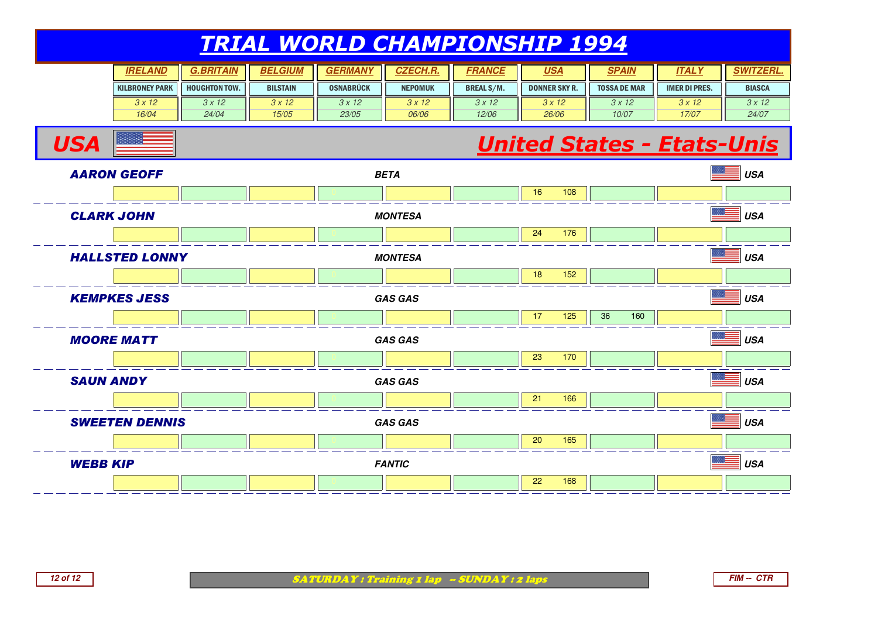# TRIAL WORLD CHAMPIONSHIP 1994

| | IRELAND | G.BRITAIN | BELGIUM | GERMANY | CZECH.R. | FRANCE | USA | SPAIN | ITALY | SWITZERL. |
|---|---|---|---|---|---|---|---|---|---|---|
| | KILBRONEY PARK | HOUGHTON TOW. | BILSTAIN | OSNABRÜCK | NEPOMUK | BREAL S/M. | DONNER SKY R. | TOSSA DE MAR | IMER DI PRES. | BIASCA |
| | 3 x 12 | 3 x 12 | 3 x 12 | 3 x 12 | 3 x 12 | 3 x 12 | 3 x 12 | 3 x 12 | 3 x 12 | 3 x 12 |
| | 16/04 | 24/04 | 15/05 | 23/05 | 06/06 | 12/06 | 26/06 | 10/07 | 17/07 | 24/07 |

## USA — United States - Etats-Unis

| Rider | Make | Nation | IRELAND | G.BRITAIN | BELGIUM | GERMANY | CZECH.R. | FRANCE | USA | SPAIN | ITALY | SWITZERL. |
|---|---|---|---|---|---|---|---|---|---|---|---|---|
| AARON GEOFF | BETA | USA | | | | 0 | | | 16 108 | | | |
| CLARK JOHN | MONTESA | USA | | | | 0 | | | 24 176 | | | |
| HALLSTED LONNY | MONTESA | USA | | | | 0 | | | 18 152 | | | |
| KEMPKES JESS | GAS GAS | USA | | | | 0 | | | 17 125 | 36 160 | | |
| MOORE MATT | GAS GAS | USA | | | | 0 | | | 23 170 | | | |
| SAUN ANDY | GAS GAS | USA | | | | 0 | | | 21 166 | | | |
| SWEETEN DENNIS | GAS GAS | USA | | | | 0 | | | 20 165 | | | |
| WEBB KIP | FANTIC | USA | | | | 0 | | | 22 168 | | | |

SATURDAY : Training 1 lap -- SUNDAY : 2 laps

FIM -- CTR